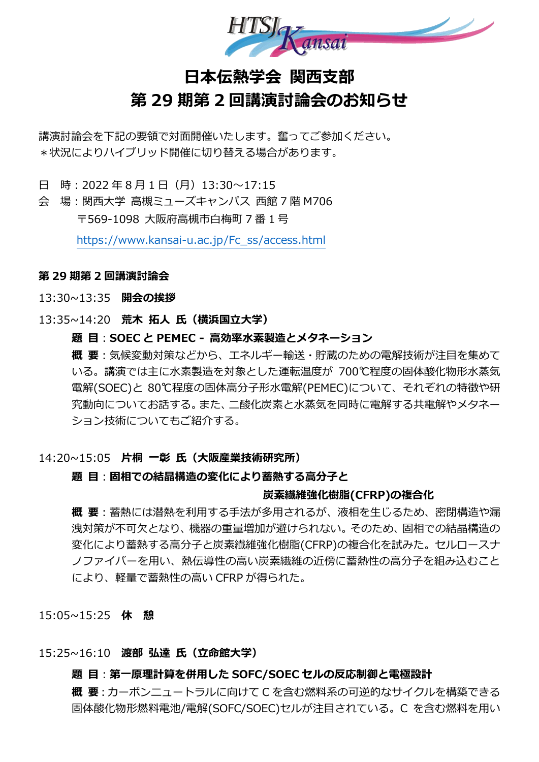# 日本伝熱学会 関西支部
# 第 29 期第 2 回講演討論会のお知らせ

講演討論会を下記の要領で対面開催いたします。奮ってご参加ください。
＊状況によりハイブリッド開催に切り替える場合があります。

日　時：2022 年 8 月 1 日（月）13:30～17:15
会　場：関西大学 高槻ミューズキャンパス 西館 7 階 M706
　　　〒569-1098 大阪府高槻市白梅町 7 番 1 号
　　　https://www.kansai-u.ac.jp/Fc_ss/access.html

**第 29 期第 2 回講演討論会**

13:30~13:35　**開会の挨拶**

13:35~14:20　**荒木 拓人 氏（横浜国立大学）**

**題 目**：**SOEC と PEMEC - 高効率水素製造とメタネーション**

**概 要**：気候変動対策などから、エネルギー輸送・貯蔵のための電解技術が注目を集めている。講演では主に水素製造を対象とした運転温度が 700℃程度の固体酸化物形水蒸気電解(SOEC)と 80℃程度の固体高分子形水電解(PEMEC)について、それぞれの特徴や研究動向についてお話する。また、二酸化炭素と水蒸気を同時に電解する共電解やメタネーション技術についてもご紹介する。

14:20~15:05　**片桐 一彰 氏（大阪産業技術研究所）**

**題 目**：**固相での結晶構造の変化により蓄熱する高分子と炭素繊維強化樹脂(CFRP)の複合化**

**概 要**：蓄熱には潜熱を利用する手法が多用されるが、液相を生じるため、密閉構造や漏洩対策が不可欠となり、機器の重量増加が避けられない。そのため、固相での結晶構造の変化により蓄熱する高分子と炭素繊維強化樹脂(CFRP)の複合化を試みた。セルロースナノファイバーを用い、熱伝導性の高い炭素繊維の近傍に蓄熱性の高分子を組み込むことにより、軽量で蓄熱性の高い CFRP が得られた。

15:05~15:25　**休　憩**

15:25~16:10　**渡部 弘達 氏（立命館大学）**

**題 目**：**第一原理計算を併用した SOFC/SOEC セルの反応制御と電極設計**

**概 要**：カーボンニュートラルに向けて C を含む燃料系の可逆的なサイクルを構築できる固体酸化物形燃料電池/電解(SOFC/SOEC)セルが注目されている。C を含む燃料を用い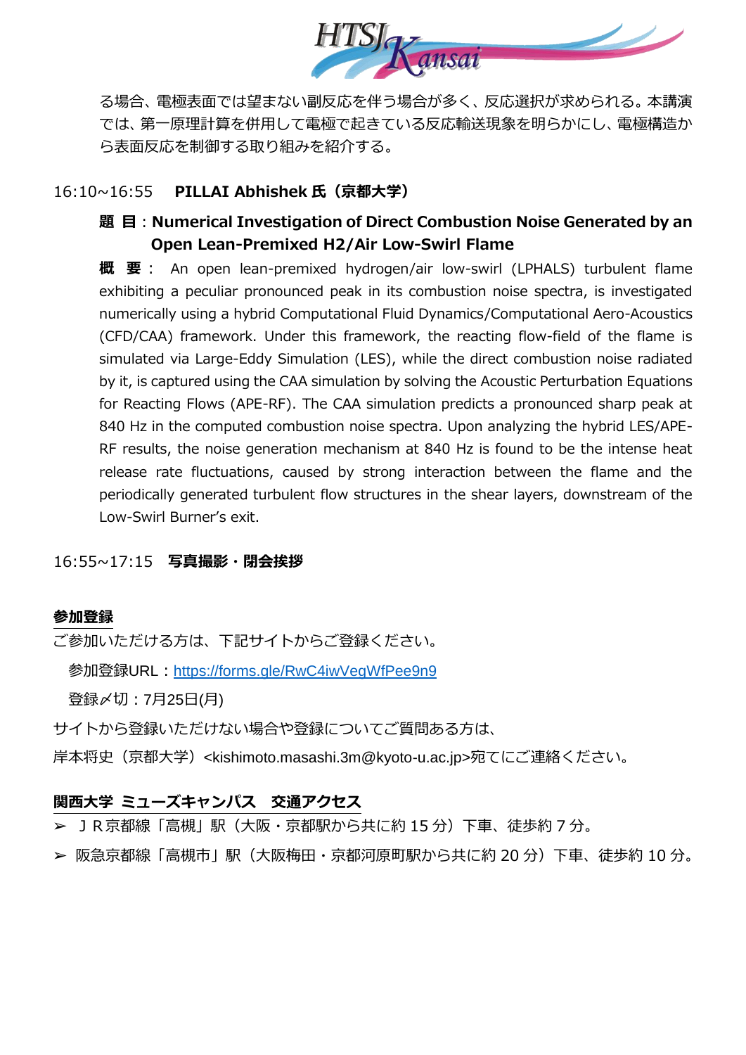る場合、電極表面では望まない副反応を伴う場合が多く、反応選択が求められる。本講演では、第一原理計算を併用して電極で起きている反応輸送現象を明らかにし、電極構造から表面反応を制御する取り組みを紹介する。

16:10~16:55　**PILLAI Abhishek 氏（京都大学）**

**題　目**：**Numerical Investigation of Direct Combustion Noise Generated by an Open Lean-Premixed H2/Air Low-Swirl Flame**

**概　要**： An open lean-premixed hydrogen/air low-swirl (LPHALS) turbulent flame exhibiting a peculiar pronounced peak in its combustion noise spectra, is investigated numerically using a hybrid Computational Fluid Dynamics/Computational Aero-Acoustics (CFD/CAA) framework. Under this framework, the reacting flow-field of the flame is simulated via Large-Eddy Simulation (LES), while the direct combustion noise radiated by it, is captured using the CAA simulation by solving the Acoustic Perturbation Equations for Reacting Flows (APE-RF). The CAA simulation predicts a pronounced sharp peak at 840 Hz in the computed combustion noise spectra. Upon analyzing the hybrid LES/APE-RF results, the noise generation mechanism at 840 Hz is found to be the intense heat release rate fluctuations, caused by strong interaction between the flame and the periodically generated turbulent flow structures in the shear layers, downstream of the Low-Swirl Burner's exit.

16:55~17:15　**写真撮影・閉会挨拶**

## 参加登録

ご参加いただける方は、下記サイトからご登録ください。

参加登録URL：https://forms.gle/RwC4iwVegWfPee9n9

登録〆切：7月25日(月)

サイトから登録いただけない場合や登録についてご質問ある方は、

岸本将史（京都大学）<kishimoto.masashi.3m@kyoto-u.ac.jp>宛てにご連絡ください。

## 関西大学 ミューズキャンパス　交通アクセス

- ＪＲ京都線「高槻」駅（大阪・京都駅から共に約 15 分）下車、徒歩約 7 分。
- 阪急京都線「高槻市」駅（大阪梅田・京都河原町駅から共に約 20 分）下車、徒歩約 10 分。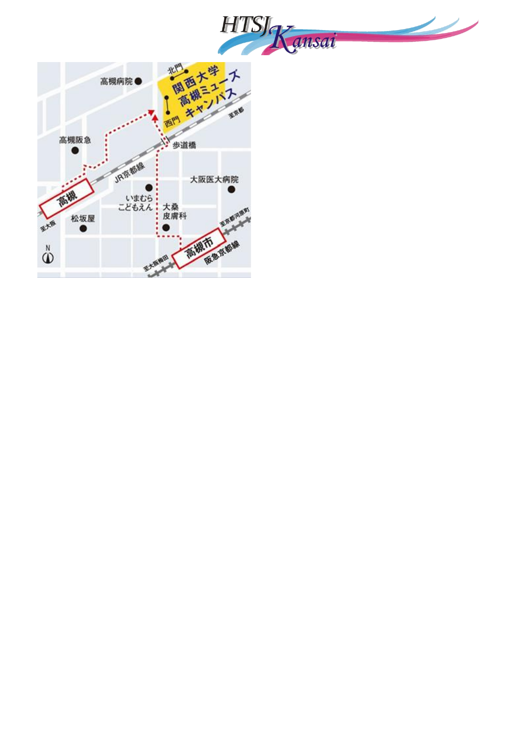北門

関西大学
高槻ミューズ
キャンパス

西門

高槻病院

至京都

高槻阪急

歩道橋

JR京都線

高槻

大阪医大病院

いまむら
こどもえん

大桑
皮膚科

至大阪

松坂屋

至京都河原町

高槻市

阪急京都線

至大阪梅田

N